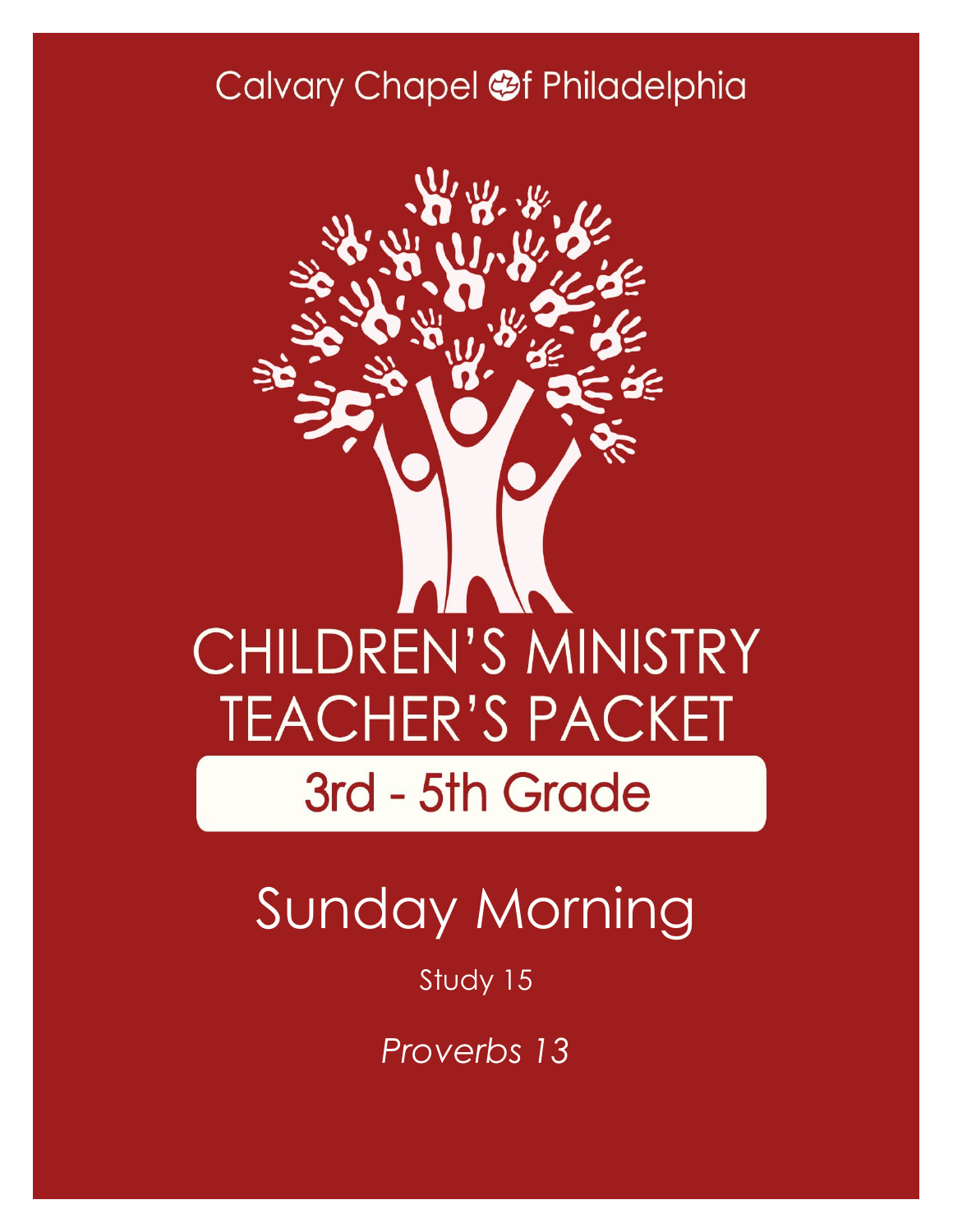Calvary Chapel of Philadelphia

# CHILDREN'S MINISTRY TEACHER'S PACKET

## 3rd - 5th Grade

# Sunday Morning

Study 15

*Proverbs 13*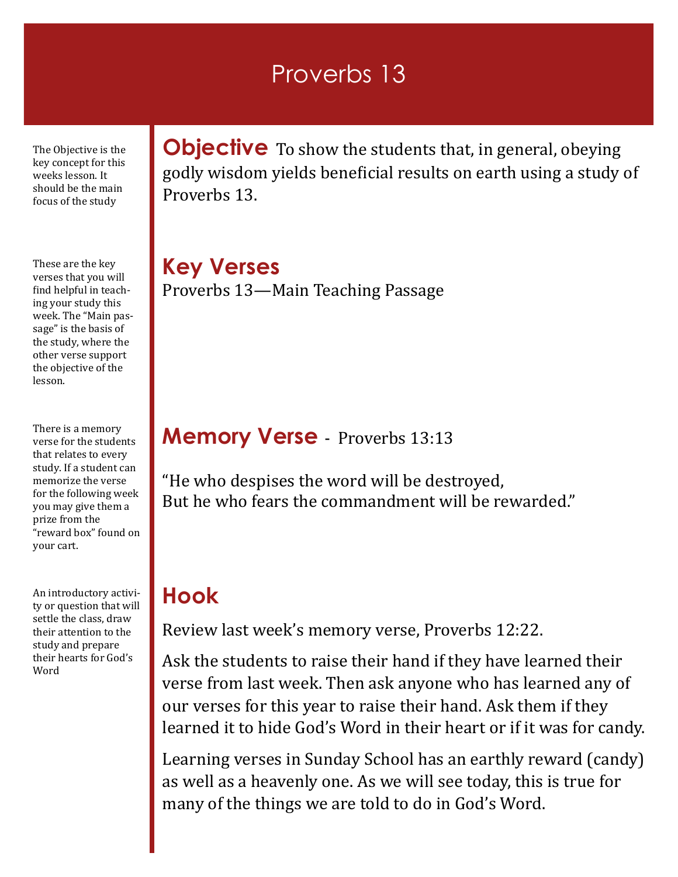# Proverbs 13

The Objective is the key concept for this weeks lesson. It should be the main focus of the study

## Objective

To show the students that, in general, obeying godly wisdom yields beneficial results on earth using a study of Proverbs 13.

These are the key verses that you will find helpful in teaching your study this week. The "Main passage" is the basis of the study, where the other verse support the objective of the lesson.

## Key Verses

Proverbs 13—Main Teaching Passage

There is a memory verse for the students that relates to every study. If a student can memorize the verse for the following week you may give them a prize from the "reward box" found on your cart.

## Memory Verse - Proverbs 13:13

"He who despises the word will be destroyed,
But he who fears the commandment will be rewarded."

An introductory activity or question that will settle the class, draw their attention to the study and prepare their hearts for God's Word

## Hook

Review last week's memory verse, Proverbs 12:22.

Ask the students to raise their hand if they have learned their verse from last week. Then ask anyone who has learned any of our verses for this year to raise their hand. Ask them if they learned it to hide God's Word in their heart or if it was for candy.

Learning verses in Sunday School has an earthly reward (candy) as well as a heavenly one. As we will see today, this is true for many of the things we are told to do in God's Word.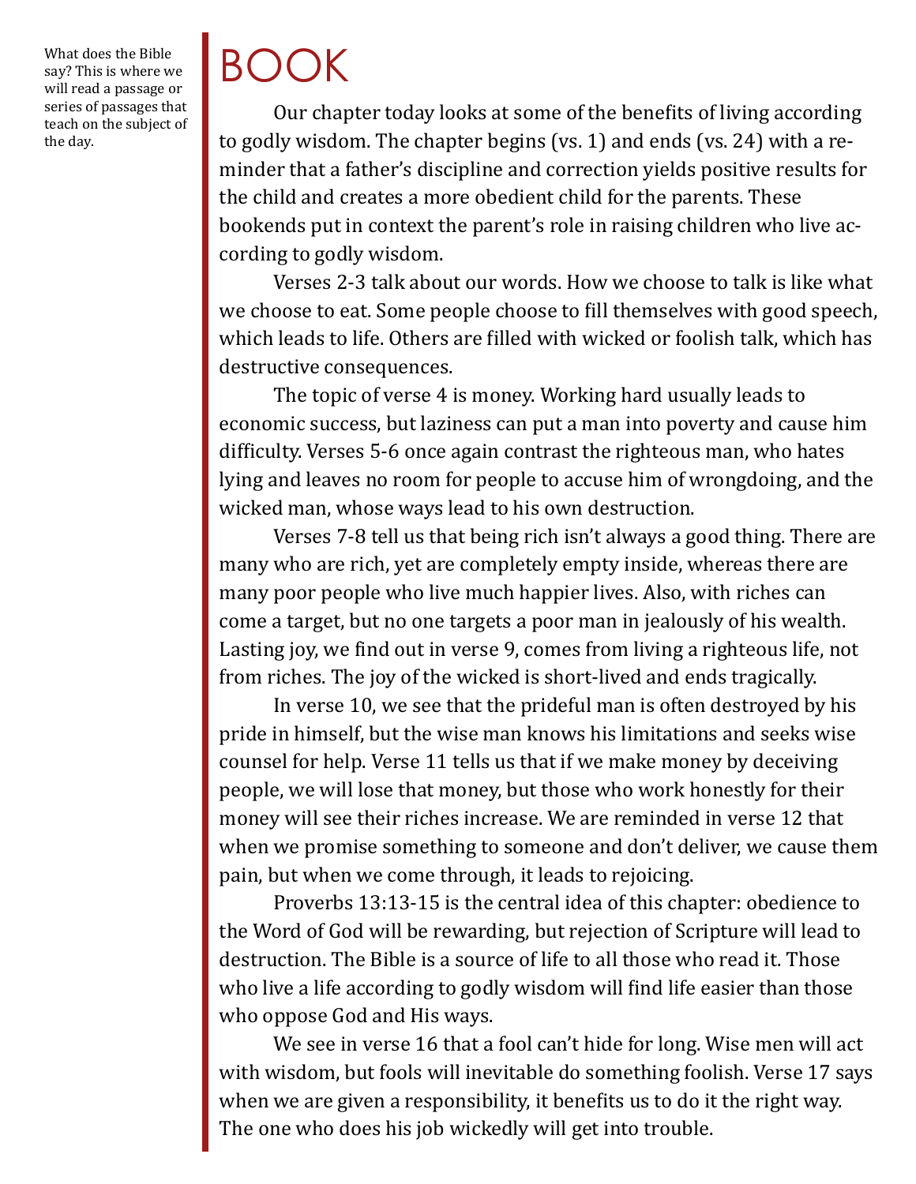What does the Bible say? This is where we will read a passage or series of passages that teach on the subject of the day.

# BOOK

Our chapter today looks at some of the benefits of living according to godly wisdom. The chapter begins (vs. 1) and ends (vs. 24) with a reminder that a father's discipline and correction yields positive results for the child and creates a more obedient child for the parents. These bookends put in context the parent's role in raising children who live according to godly wisdom.

Verses 2-3 talk about our words. How we choose to talk is like what we choose to eat. Some people choose to fill themselves with good speech, which leads to life. Others are filled with wicked or foolish talk, which has destructive consequences.

The topic of verse 4 is money. Working hard usually leads to economic success, but laziness can put a man into poverty and cause him difficulty. Verses 5-6 once again contrast the righteous man, who hates lying and leaves no room for people to accuse him of wrongdoing, and the wicked man, whose ways lead to his own destruction.

Verses 7-8 tell us that being rich isn't always a good thing. There are many who are rich, yet are completely empty inside, whereas there are many poor people who live much happier lives. Also, with riches can come a target, but no one targets a poor man in jealously of his wealth. Lasting joy, we find out in verse 9, comes from living a righteous life, not from riches. The joy of the wicked is short-lived and ends tragically.

In verse 10, we see that the prideful man is often destroyed by his pride in himself, but the wise man knows his limitations and seeks wise counsel for help. Verse 11 tells us that if we make money by deceiving people, we will lose that money, but those who work honestly for their money will see their riches increase. We are reminded in verse 12 that when we promise something to someone and don't deliver, we cause them pain, but when we come through, it leads to rejoicing.

Proverbs 13:13-15 is the central idea of this chapter: obedience to the Word of God will be rewarding, but rejection of Scripture will lead to destruction. The Bible is a source of life to all those who read it. Those who live a life according to godly wisdom will find life easier than those who oppose God and His ways.

We see in verse 16 that a fool can't hide for long. Wise men will act with wisdom, but fools will inevitable do something foolish. Verse 17 says when we are given a responsibility, it benefits us to do it the right way. The one who does his job wickedly will get into trouble.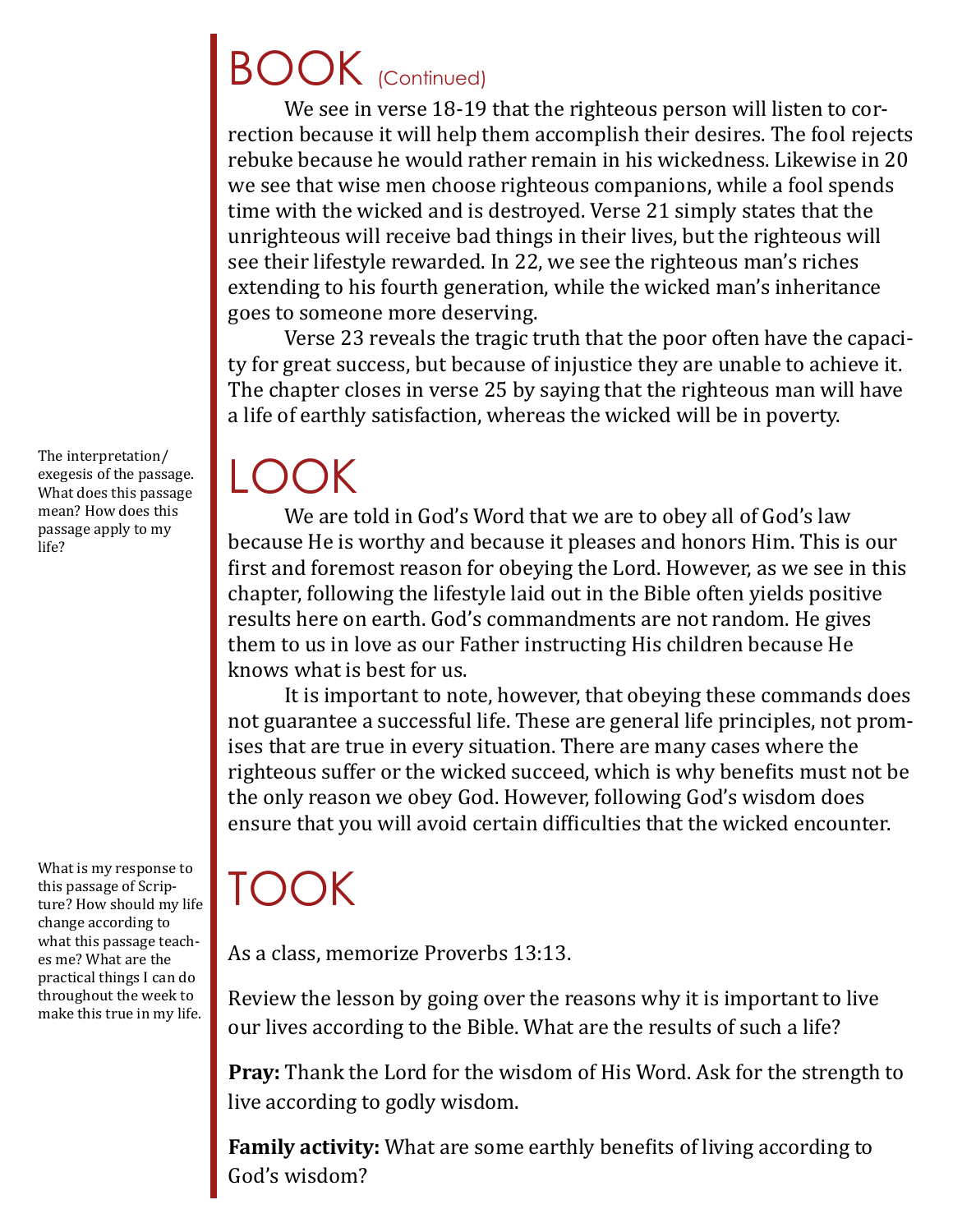# BOOK (Continued)

We see in verse 18-19 that the righteous person will listen to correction because it will help them accomplish their desires. The fool rejects rebuke because he would rather remain in his wickedness. Likewise in 20 we see that wise men choose righteous companions, while a fool spends time with the wicked and is destroyed. Verse 21 simply states that the unrighteous will receive bad things in their lives, but the righteous will see their lifestyle rewarded. In 22, we see the righteous man's riches extending to his fourth generation, while the wicked man's inheritance goes to someone more deserving.

Verse 23 reveals the tragic truth that the poor often have the capacity for great success, but because of injustice they are unable to achieve it. The chapter closes in verse 25 by saying that the righteous man will have a life of earthly satisfaction, whereas the wicked will be in poverty.

# LOOK

The interpretation/exegesis of the passage. What does this passage mean? How does this passage apply to my life?

We are told in God's Word that we are to obey all of God's law because He is worthy and because it pleases and honors Him. This is our first and foremost reason for obeying the Lord. However, as we see in this chapter, following the lifestyle laid out in the Bible often yields positive results here on earth. God's commandments are not random. He gives them to us in love as our Father instructing His children because He knows what is best for us.

It is important to note, however, that obeying these commands does not guarantee a successful life. These are general life principles, not promises that are true in every situation. There are many cases where the righteous suffer or the wicked succeed, which is why benefits must not be the only reason we obey God. However, following God's wisdom does ensure that you will avoid certain difficulties that the wicked encounter.

# TOOK

What is my response to this passage of Scripture? How should my life change according to what this passage teaches me? What are the practical things I can do throughout the week to make this true in my life.

As a class, memorize Proverbs 13:13.

Review the lesson by going over the reasons why it is important to live our lives according to the Bible. What are the results of such a life?

**Pray:** Thank the Lord for the wisdom of His Word. Ask for the strength to live according to godly wisdom.

**Family activity:** What are some earthly benefits of living according to God's wisdom?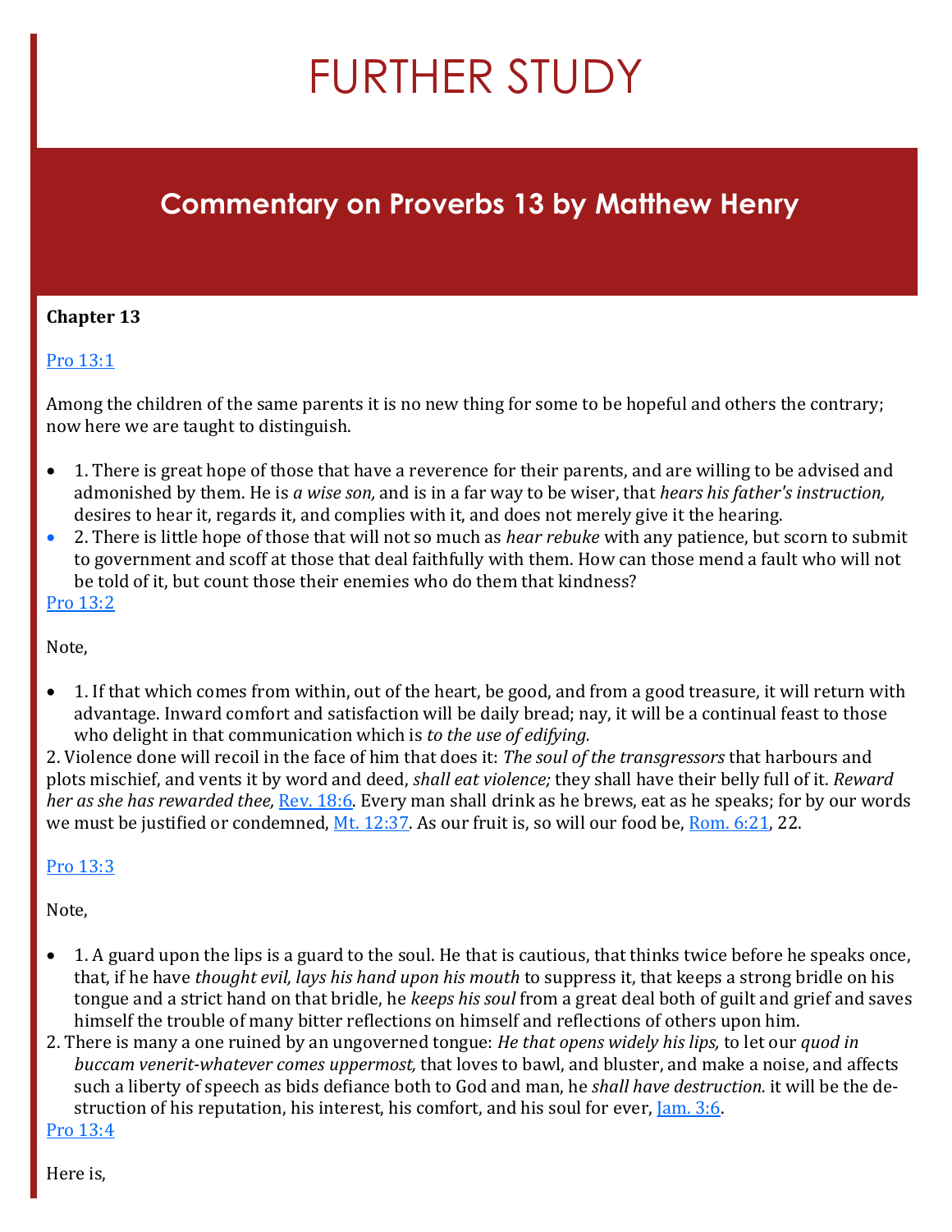# FURTHER STUDY

## Commentary on Proverbs 13 by Matthew Henry

**Chapter 13**

[Pro 13:1]()

Among the children of the same parents it is no new thing for some to be hopeful and others the contrary; now here we are taught to distinguish.

- 1. There is great hope of those that have a reverence for their parents, and are willing to be advised and admonished by them. He is *a wise son,* and is in a far way to be wiser, that *hears his father's instruction,* desires to hear it, regards it, and complies with it, and does not merely give it the hearing.
- 2. There is little hope of those that will not so much as *hear rebuke* with any patience, but scorn to submit to government and scoff at those that deal faithfully with them. How can those mend a fault who will not be told of it, but count those their enemies who do them that kindness?

[Pro 13:2]()

Note,

- 1. If that which comes from within, out of the heart, be good, and from a good treasure, it will return with advantage. Inward comfort and satisfaction will be daily bread; nay, it will be a continual feast to those who delight in that communication which is *to the use of edifying.*

2. Violence done will recoil in the face of him that does it: *The soul of the transgressors* that harbours and plots mischief, and vents it by word and deed, *shall eat violence;* they shall have their belly full of it. *Reward her as she has rewarded thee,* [Rev. 18:6](). Every man shall drink as he brews, eat as he speaks; for by our words we must be justified or condemned, [Mt. 12:37](). As our fruit is, so will our food be, [Rom. 6:21](), 22.

[Pro 13:3]()

Note,

- 1. A guard upon the lips is a guard to the soul. He that is cautious, that thinks twice before he speaks once, that, if he have *thought evil, lays his hand upon his mouth* to suppress it, that keeps a strong bridle on his tongue and a strict hand on that bridle, he *keeps his soul* from a great deal both of guilt and grief and saves himself the trouble of many bitter reflections on himself and reflections of others upon him.

2. There is many a one ruined by an ungoverned tongue: *He that opens widely his lips,* to let our *quod in buccam venerit-whatever comes uppermost,* that loves to bawl, and bluster, and make a noise, and affects such a liberty of speech as bids defiance both to God and man, he *shall have destruction.* it will be the destruction of his reputation, his interest, his comfort, and his soul for ever, [Jam. 3:6]().

[Pro 13:4]()

Here is,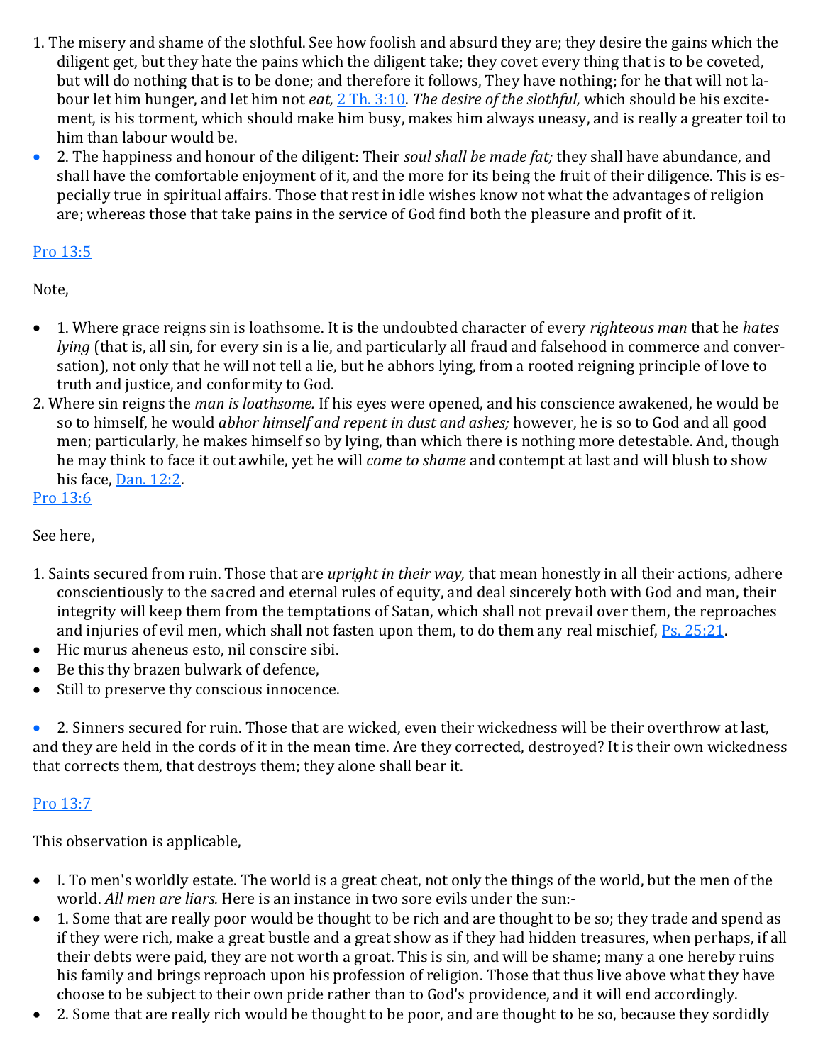1. The misery and shame of the slothful. See how foolish and absurd they are; they desire the gains which the diligent get, but they hate the pains which the diligent take; they covet every thing that is to be coveted, but will do nothing that is to be done; and therefore it follows, They have nothing; for he that will not labour let him hunger, and let him not *eat,* [2 Th. 3:10](). *The desire of the slothful,* which should be his excitement, is his torment, which should make him busy, makes him always uneasy, and is really a greater toil to him than labour would be.

- 2. The happiness and honour of the diligent: Their *soul shall be made fat;* they shall have abundance, and shall have the comfortable enjoyment of it, and the more for its being the fruit of their diligence. This is especially true in spiritual affairs. Those that rest in idle wishes know not what the advantages of religion are; whereas those that take pains in the service of God find both the pleasure and profit of it.

[Pro 13:5]()

Note,

- 1. Where grace reigns sin is loathsome. It is the undoubted character of every *righteous man* that he *hates lying* (that is, all sin, for every sin is a lie, and particularly all fraud and falsehood in commerce and conversation), not only that he will not tell a lie, but he abhors lying, from a rooted reigning principle of love to truth and justice, and conformity to God.

2. Where sin reigns the *man is loathsome.* If his eyes were opened, and his conscience awakened, he would be so to himself, he would *abhor himself and repent in dust and ashes;* however, he is so to God and all good men; particularly, he makes himself so by lying, than which there is nothing more detestable. And, though he may think to face it out awhile, yet he will *come to shame* and contempt at last and will blush to show his face, [Dan. 12:2]().

[Pro 13:6]()

See here,

1. Saints secured from ruin. Those that are *upright in their way,* that mean honestly in all their actions, adhere conscientiously to the sacred and eternal rules of equity, and deal sincerely both with God and man, their integrity will keep them from the temptations of Satan, which shall not prevail over them, the reproaches and injuries of evil men, which shall not fasten upon them, to do them any real mischief, [Ps. 25:21]().

- Hic murus aheneus esto, nil conscire sibi.
- Be this thy brazen bulwark of defence,
- Still to preserve thy conscious innocence.

- 2. Sinners secured for ruin. Those that are wicked, even their wickedness will be their overthrow at last, and they are held in the cords of it in the mean time. Are they corrected, destroyed? It is their own wickedness that corrects them, that destroys them; they alone shall bear it.

[Pro 13:7]()

This observation is applicable,

- I. To men's worldly estate. The world is a great cheat, not only the things of the world, but the men of the world. *All men are liars.* Here is an instance in two sore evils under the sun:-
- 1. Some that are really poor would be thought to be rich and are thought to be so; they trade and spend as if they were rich, make a great bustle and a great show as if they had hidden treasures, when perhaps, if all their debts were paid, they are not worth a groat. This is sin, and will be shame; many a one hereby ruins his family and brings reproach upon his profession of religion. Those that thus live above what they have choose to be subject to their own pride rather than to God's providence, and it will end accordingly.
- 2. Some that are really rich would be thought to be poor, and are thought to be so, because they sordidly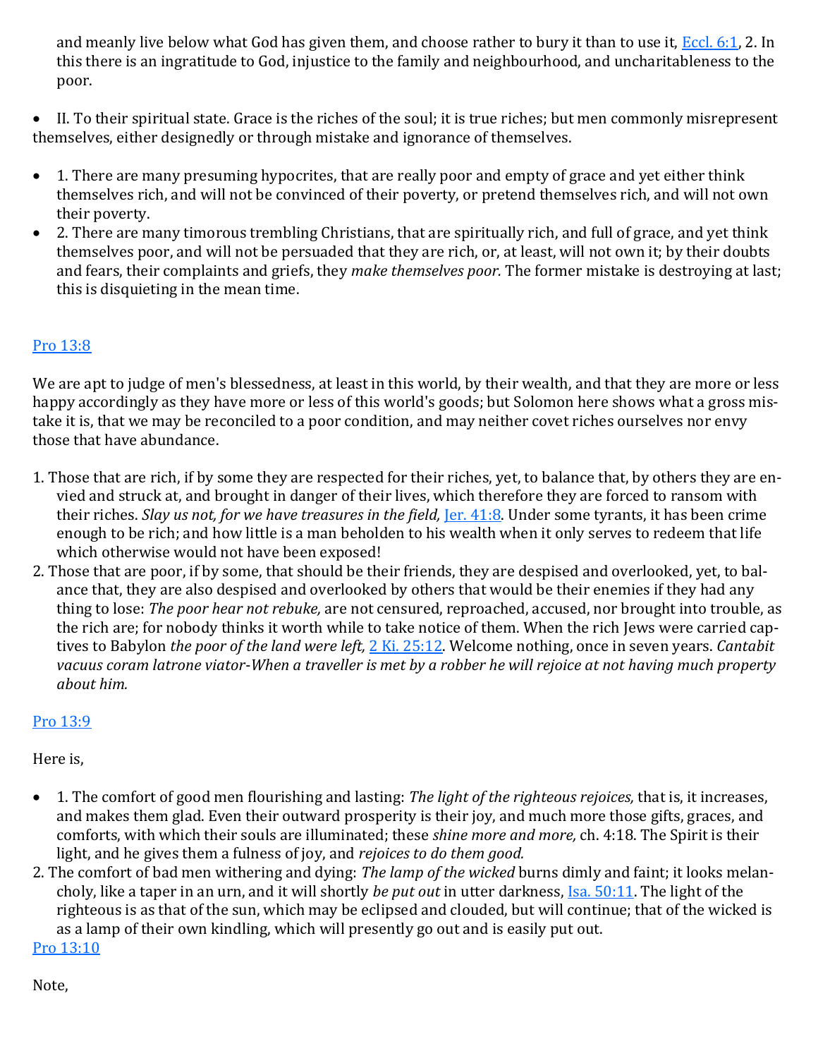and meanly live below what God has given them, and choose rather to bury it than to use it, [Eccl. 6:1](), 2. In this there is an ingratitude to God, injustice to the family and neighbourhood, and uncharitableness to the poor.

- II. To their spiritual state. Grace is the riches of the soul; it is true riches; but men commonly misrepresent themselves, either designedly or through mistake and ignorance of themselves.

- 1. There are many presuming hypocrites, that are really poor and empty of grace and yet either think themselves rich, and will not be convinced of their poverty, or pretend themselves rich, and will not own their poverty.
- 2. There are many timorous trembling Christians, that are spiritually rich, and full of grace, and yet think themselves poor, and will not be persuaded that they are rich, or, at least, will not own it; by their doubts and fears, their complaints and griefs, they *make themselves poor.* The former mistake is destroying at last; this is disquieting in the mean time.

[Pro 13:8]()

We are apt to judge of men's blessedness, at least in this world, by their wealth, and that they are more or less happy accordingly as they have more or less of this world's goods; but Solomon here shows what a gross mistake it is, that we may be reconciled to a poor condition, and may neither covet riches ourselves nor envy those that have abundance.

1. Those that are rich, if by some they are respected for their riches, yet, to balance that, by others they are envied and struck at, and brought in danger of their lives, which therefore they are forced to ransom with their riches. *Slay us not, for we have treasures in the field,* [Jer. 41:8](). Under some tyrants, it has been crime enough to be rich; and how little is a man beholden to his wealth when it only serves to redeem that life which otherwise would not have been exposed!
2. Those that are poor, if by some, that should be their friends, they are despised and overlooked, yet, to balance that, they are also despised and overlooked by others that would be their enemies if they had any thing to lose: *The poor hear not rebuke,* are not censured, reproached, accused, nor brought into trouble, as the rich are; for nobody thinks it worth while to take notice of them. When the rich Jews were carried captives to Babylon *the poor of the land were left,* [2 Ki. 25:12](). Welcome nothing, once in seven years. *Cantabit vacuus coram latrone viator-When a traveller is met by a robber he will rejoice at not having much property about him.*

[Pro 13:9]()

Here is,

- 1. The comfort of good men flourishing and lasting: *The light of the righteous rejoices,* that is, it increases, and makes them glad. Even their outward prosperity is their joy, and much more those gifts, graces, and comforts, with which their souls are illuminated; these *shine more and more,* ch. 4:18. The Spirit is their light, and he gives them a fulness of joy, and *rejoices to do them good.*

2. The comfort of bad men withering and dying: *The lamp of the wicked* burns dimly and faint; it looks melancholy, like a taper in an urn, and it will shortly *be put out* in utter darkness, [Isa. 50:11](). The light of the righteous is as that of the sun, which may be eclipsed and clouded, but will continue; that of the wicked is as a lamp of their own kindling, which will presently go out and is easily put out.

[Pro 13:10]()

Note,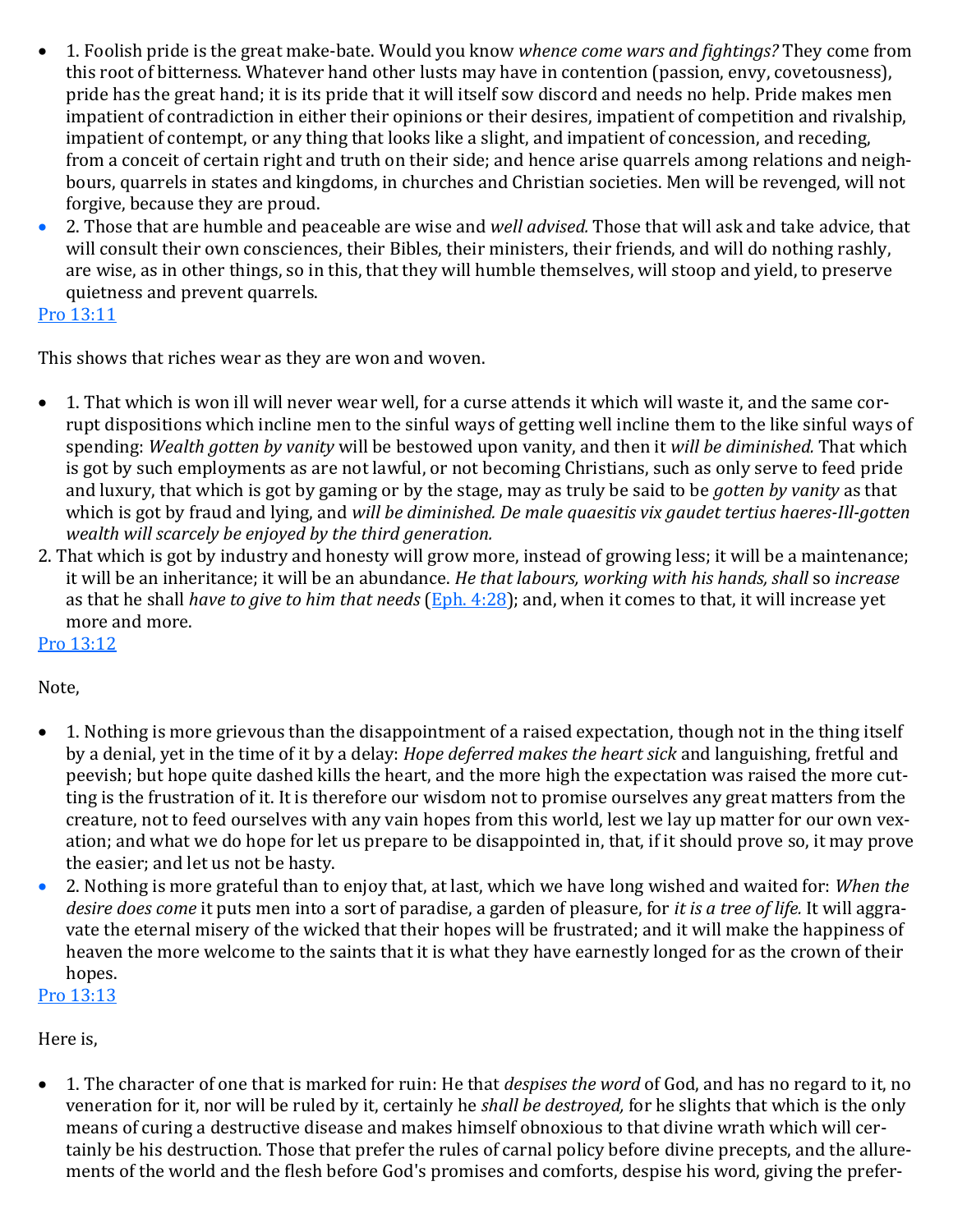- 1. Foolish pride is the great make-bate. Would you know *whence come wars and fightings?* They come from this root of bitterness. Whatever hand other lusts may have in contention (passion, envy, covetousness), pride has the great hand; it is its pride that it will itself sow discord and needs no help. Pride makes men impatient of contradiction in either their opinions or their desires, impatient of competition and rivalship, impatient of contempt, or any thing that looks like a slight, and impatient of concession, and receding, from a conceit of certain right and truth on their side; and hence arise quarrels among relations and neighbours, quarrels in states and kingdoms, in churches and Christian societies. Men will be revenged, will not forgive, because they are proud.
- 2. Those that are humble and peaceable are wise and *well advised.* Those that will ask and take advice, that will consult their own consciences, their Bibles, their ministers, their friends, and will do nothing rashly, are wise, as in other things, so in this, that they will humble themselves, will stoop and yield, to preserve quietness and prevent quarrels.

[Pro 13:11]()

This shows that riches wear as they are won and woven.

- 1. That which is won ill will never wear well, for a curse attends it which will waste it, and the same corrupt dispositions which incline men to the sinful ways of getting well incline them to the like sinful ways of spending: *Wealth gotten by vanity* will be bestowed upon vanity, and then it *will be diminished.* That which is got by such employments as are not lawful, or not becoming Christians, such as only serve to feed pride and luxury, that which is got by gaming or by the stage, may as truly be said to be *gotten by vanity* as that which is got by fraud and lying, and *will be diminished. De male quaesitis vix gaudet tertius haeres-Ill-gotten wealth will scarcely be enjoyed by the third generation.*

2. That which is got by industry and honesty will grow more, instead of growing less; it will be a maintenance; it will be an inheritance; it will be an abundance. *He that labours, working with his hands, shall* so *increase* as that he shall *have to give to him that needs* ([Eph. 4:28]()); and, when it comes to that, it will increase yet more and more.

[Pro 13:12]()

Note,

- 1. Nothing is more grievous than the disappointment of a raised expectation, though not in the thing itself by a denial, yet in the time of it by a delay: *Hope deferred makes the heart sick* and languishing, fretful and peevish; but hope quite dashed kills the heart, and the more high the expectation was raised the more cutting is the frustration of it. It is therefore our wisdom not to promise ourselves any great matters from the creature, not to feed ourselves with any vain hopes from this world, lest we lay up matter for our own vexation; and what we do hope for let us prepare to be disappointed in, that, if it should prove so, it may prove the easier; and let us not be hasty.
- 2. Nothing is more grateful than to enjoy that, at last, which we have long wished and waited for: *When the desire does come* it puts men into a sort of paradise, a garden of pleasure, for *it is a tree of life.* It will aggravate the eternal misery of the wicked that their hopes will be frustrated; and it will make the happiness of heaven the more welcome to the saints that it is what they have earnestly longed for as the crown of their hopes.

[Pro 13:13]()

Here is,

- 1. The character of one that is marked for ruin: He that *despises the word* of God, and has no regard to it, no veneration for it, nor will be ruled by it, certainly he *shall be destroyed,* for he slights that which is the only means of curing a destructive disease and makes himself obnoxious to that divine wrath which will certainly be his destruction. Those that prefer the rules of carnal policy before divine precepts, and the allurements of the world and the flesh before God's promises and comforts, despise his word, giving the prefer-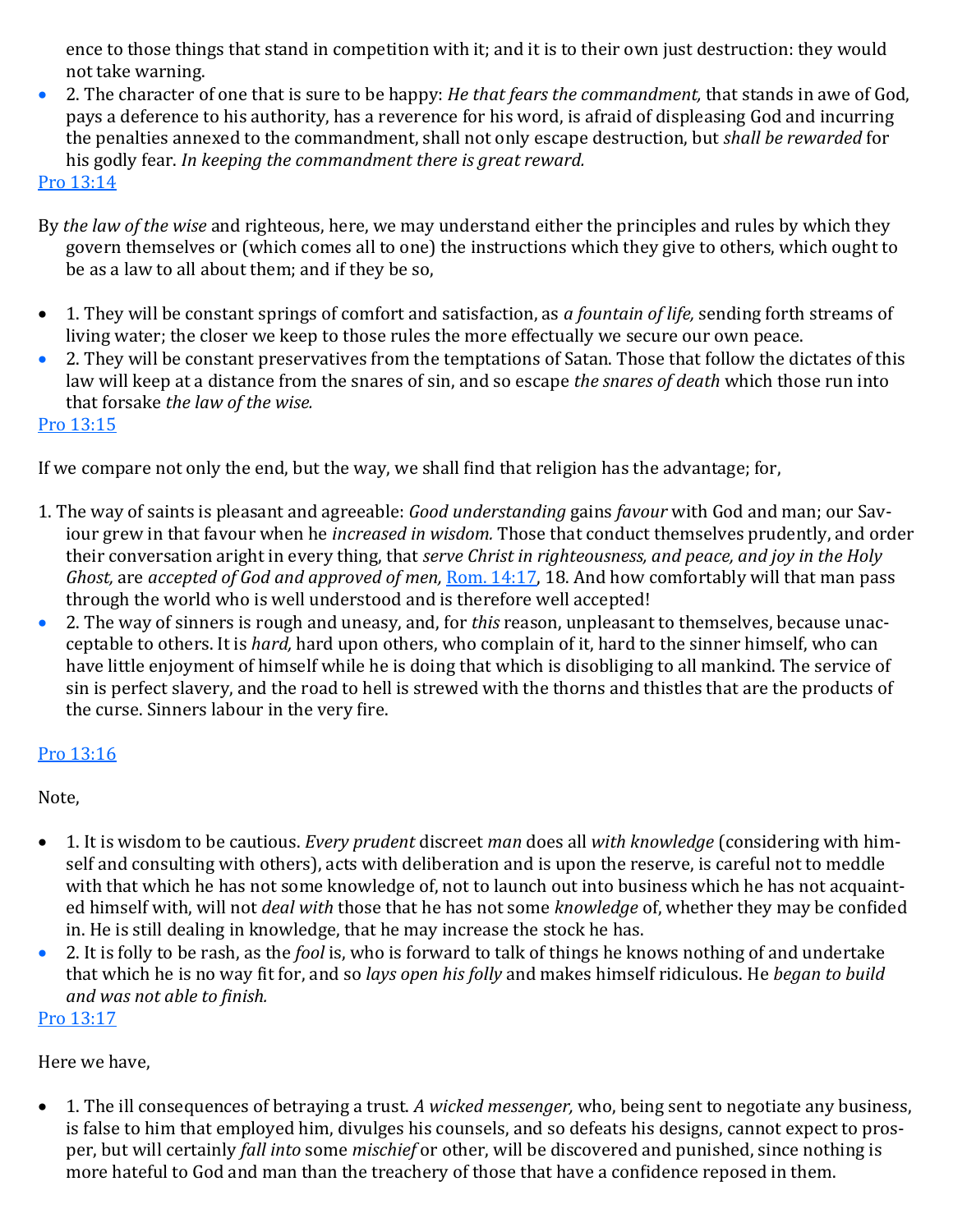ence to those things that stand in competition with it; and it is to their own just destruction: they would not take warning.

- 2. The character of one that is sure to be happy: *He that fears the commandment,* that stands in awe of God, pays a deference to his authority, has a reverence for his word, is afraid of displeasing God and incurring the penalties annexed to the commandment, shall not only escape destruction, but *shall be rewarded* for his godly fear. *In keeping the commandment there is great reward.*

[Pro 13:14]()

By *the law of the wise* and righteous, here, we may understand either the principles and rules by which they govern themselves or (which comes all to one) the instructions which they give to others, which ought to be as a law to all about them; and if they be so,

- 1. They will be constant springs of comfort and satisfaction, as *a fountain of life,* sending forth streams of living water; the closer we keep to those rules the more effectually we secure our own peace.
- 2. They will be constant preservatives from the temptations of Satan. Those that follow the dictates of this law will keep at a distance from the snares of sin, and so escape *the snares of death* which those run into that forsake *the law of the wise.*

[Pro 13:15]()

If we compare not only the end, but the way, we shall find that religion has the advantage; for,

1. The way of saints is pleasant and agreeable: *Good understanding* gains *favour* with God and man; our Saviour grew in that favour when he *increased in wisdom.* Those that conduct themselves prudently, and order their conversation aright in every thing, that *serve Christ in righteousness, and peace, and joy in the Holy Ghost,* are *accepted of God and approved of men,* [Rom. 14:17](), 18. And how comfortably will that man pass through the world who is well understood and is therefore well accepted!

- 2. The way of sinners is rough and uneasy, and, for *this* reason, unpleasant to themselves, because unacceptable to others. It is *hard,* hard upon others, who complain of it, hard to the sinner himself, who can have little enjoyment of himself while he is doing that which is disobliging to all mankind. The service of sin is perfect slavery, and the road to hell is strewed with the thorns and thistles that are the products of the curse. Sinners labour in the very fire.

[Pro 13:16]()

Note,

- 1. It is wisdom to be cautious. *Every prudent* discreet *man* does all *with knowledge* (considering with himself and consulting with others), acts with deliberation and is upon the reserve, is careful not to meddle with that which he has not some knowledge of, not to launch out into business which he has not acquainted himself with, will not *deal with* those that he has not some *knowledge* of, whether they may be confided in. He is still dealing in knowledge, that he may increase the stock he has.
- 2. It is folly to be rash, as the *fool* is, who is forward to talk of things he knows nothing of and undertake that which he is no way fit for, and so *lays open his folly* and makes himself ridiculous. He *began to build and was not able to finish.*

[Pro 13:17]()

Here we have,

- 1. The ill consequences of betraying a trust. *A wicked messenger,* who, being sent to negotiate any business, is false to him that employed him, divulges his counsels, and so defeats his designs, cannot expect to prosper, but will certainly *fall into* some *mischief* or other, will be discovered and punished, since nothing is more hateful to God and man than the treachery of those that have a confidence reposed in them.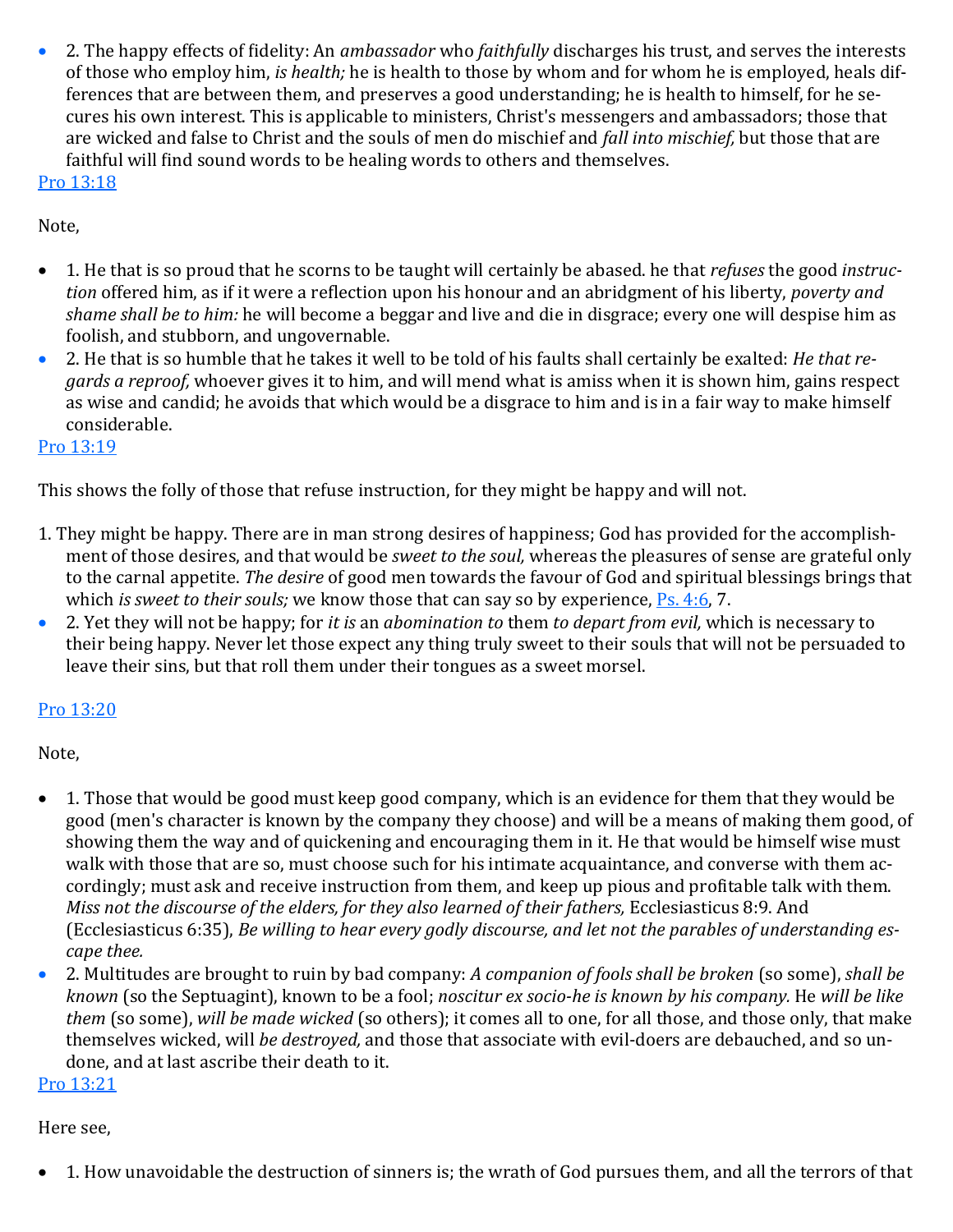- 2. The happy effects of fidelity: An *ambassador* who *faithfully* discharges his trust, and serves the interests of those who employ him, *is health;* he is health to those by whom and for whom he is employed, heals differences that are between them, and preserves a good understanding; he is health to himself, for he secures his own interest. This is applicable to ministers, Christ's messengers and ambassadors; those that are wicked and false to Christ and the souls of men do mischief and *fall into mischief,* but those that are faithful will find sound words to be healing words to others and themselves.

[Pro 13:18]

Note,

- 1. He that is so proud that he scorns to be taught will certainly be abased. he that *refuses* the good *instruction* offered him, as if it were a reflection upon his honour and an abridgment of his liberty, *poverty and shame shall be to him:* he will become a beggar and live and die in disgrace; every one will despise him as foolish, and stubborn, and ungovernable.
- 2. He that is so humble that he takes it well to be told of his faults shall certainly be exalted: *He that regards a reproof,* whoever gives it to him, and will mend what is amiss when it is shown him, gains respect as wise and candid; he avoids that which would be a disgrace to him and is in a fair way to make himself considerable.

[Pro 13:19]

This shows the folly of those that refuse instruction, for they might be happy and will not.

1. They might be happy. There are in man strong desires of happiness; God has provided for the accomplishment of those desires, and that would be *sweet to the soul,* whereas the pleasures of sense are grateful only to the carnal appetite. *The desire* of good men towards the favour of God and spiritual blessings brings that which *is sweet to their souls;* we know those that can say so by experience, [Ps. 4:6], 7.
- 2. Yet they will not be happy; for *it is* an *abomination to* them *to depart from evil,* which is necessary to their being happy. Never let those expect any thing truly sweet to their souls that will not be persuaded to leave their sins, but that roll them under their tongues as a sweet morsel.

[Pro 13:20]

Note,

- 1. Those that would be good must keep good company, which is an evidence for them that they would be good (men's character is known by the company they choose) and will be a means of making them good, of showing them the way and of quickening and encouraging them in it. He that would be himself wise must walk with those that are so, must choose such for his intimate acquaintance, and converse with them accordingly; must ask and receive instruction from them, and keep up pious and profitable talk with them. *Miss not the discourse of the elders, for they also learned of their fathers,* Ecclesiasticus 8:9. And (Ecclesiasticus 6:35), *Be willing to hear every godly discourse, and let not the parables of understanding escape thee.*
- 2. Multitudes are brought to ruin by bad company: *A companion of fools shall be broken* (so some), *shall be known* (so the Septuagint), known to be a fool; *noscitur ex socio-he is known by his company.* He *will be like them* (so some), *will be made wicked* (so others); it comes all to one, for all those, and those only, that make themselves wicked, will *be destroyed,* and those that associate with evil-doers are debauched, and so undone, and at last ascribe their death to it.

[Pro 13:21]

Here see,

- 1. How unavoidable the destruction of sinners is; the wrath of God pursues them, and all the terrors of that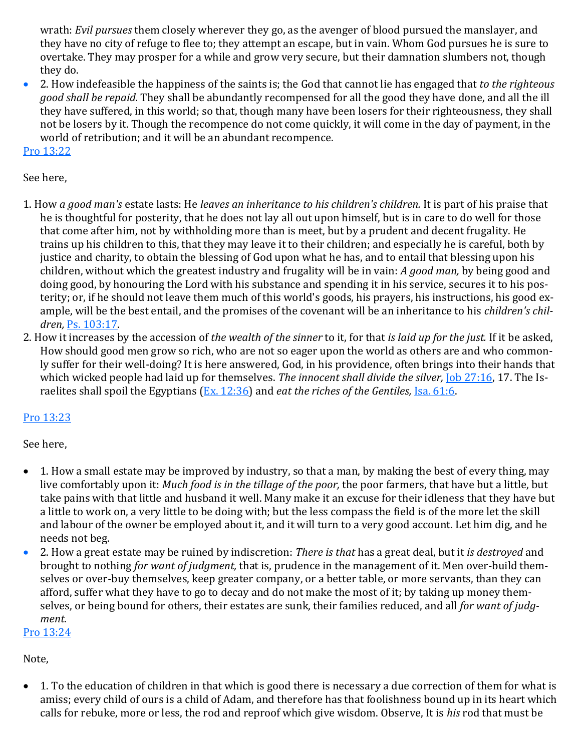wrath: *Evil pursues* them closely wherever they go, as the avenger of blood pursued the manslayer, and they have no city of refuge to flee to; they attempt an escape, but in vain. Whom God pursues he is sure to overtake. They may prosper for a while and grow very secure, but their damnation slumbers not, though they do.

- 2. How indefeasible the happiness of the saints is; the God that cannot lie has engaged that *to the righteous good shall be repaid.* They shall be abundantly recompensed for all the good they have done, and all the ill they have suffered, in this world; so that, though many have been losers for their righteousness, they shall not be losers by it. Though the recompence do not come quickly, it will come in the day of payment, in the world of retribution; and it will be an abundant recompence.

Pro 13:22

See here,

1. How *a good man's* estate lasts: He *leaves an inheritance to his children's children.* It is part of his praise that he is thoughtful for posterity, that he does not lay all out upon himself, but is in care to do well for those that come after him, not by withholding more than is meet, but by a prudent and decent frugality. He trains up his children to this, that they may leave it to their children; and especially he is careful, both by justice and charity, to obtain the blessing of God upon what he has, and to entail that blessing upon his children, without which the greatest industry and frugality will be in vain: *A good man,* by being good and doing good, by honouring the Lord with his substance and spending it in his service, secures it to his posterity; or, if he should not leave them much of this world's goods, his prayers, his instructions, his good example, will be the best entail, and the promises of the covenant will be an inheritance to his *children's children,* Ps. 103:17.
2. How it increases by the accession of *the wealth of the sinner* to it, for that *is laid up for the just.* If it be asked, How should good men grow so rich, who are not so eager upon the world as others are and who commonly suffer for their well-doing? It is here answered, God, in his providence, often brings into their hands that which wicked people had laid up for themselves. *The innocent shall divide the silver,* Job 27:16, 17. The Israelites shall spoil the Egyptians (Ex. 12:36) and *eat the riches of the Gentiles,* Isa. 61:6.

Pro 13:23

See here,

- 1. How a small estate may be improved by industry, so that a man, by making the best of every thing, may live comfortably upon it: *Much food is in the tillage of the poor,* the poor farmers, that have but a little, but take pains with that little and husband it well. Many make it an excuse for their idleness that they have but a little to work on, a very little to be doing with; but the less compass the field is of the more let the skill and labour of the owner be employed about it, and it will turn to a very good account. Let him dig, and he needs not beg.
- 2. How a great estate may be ruined by indiscretion: *There is that* has a great deal, but it *is destroyed* and brought to nothing *for want of judgment,* that is, prudence in the management of it. Men over-build themselves or over-buy themselves, keep greater company, or a better table, or more servants, than they can afford, suffer what they have to go to decay and do not make the most of it; by taking up money themselves, or being bound for others, their estates are sunk, their families reduced, and all *for want of judgment.*

Pro 13:24

Note,

- 1. To the education of children in that which is good there is necessary a due correction of them for what is amiss; every child of ours is a child of Adam, and therefore has that foolishness bound up in its heart which calls for rebuke, more or less, the rod and reproof which give wisdom. Observe, It is *his* rod that must be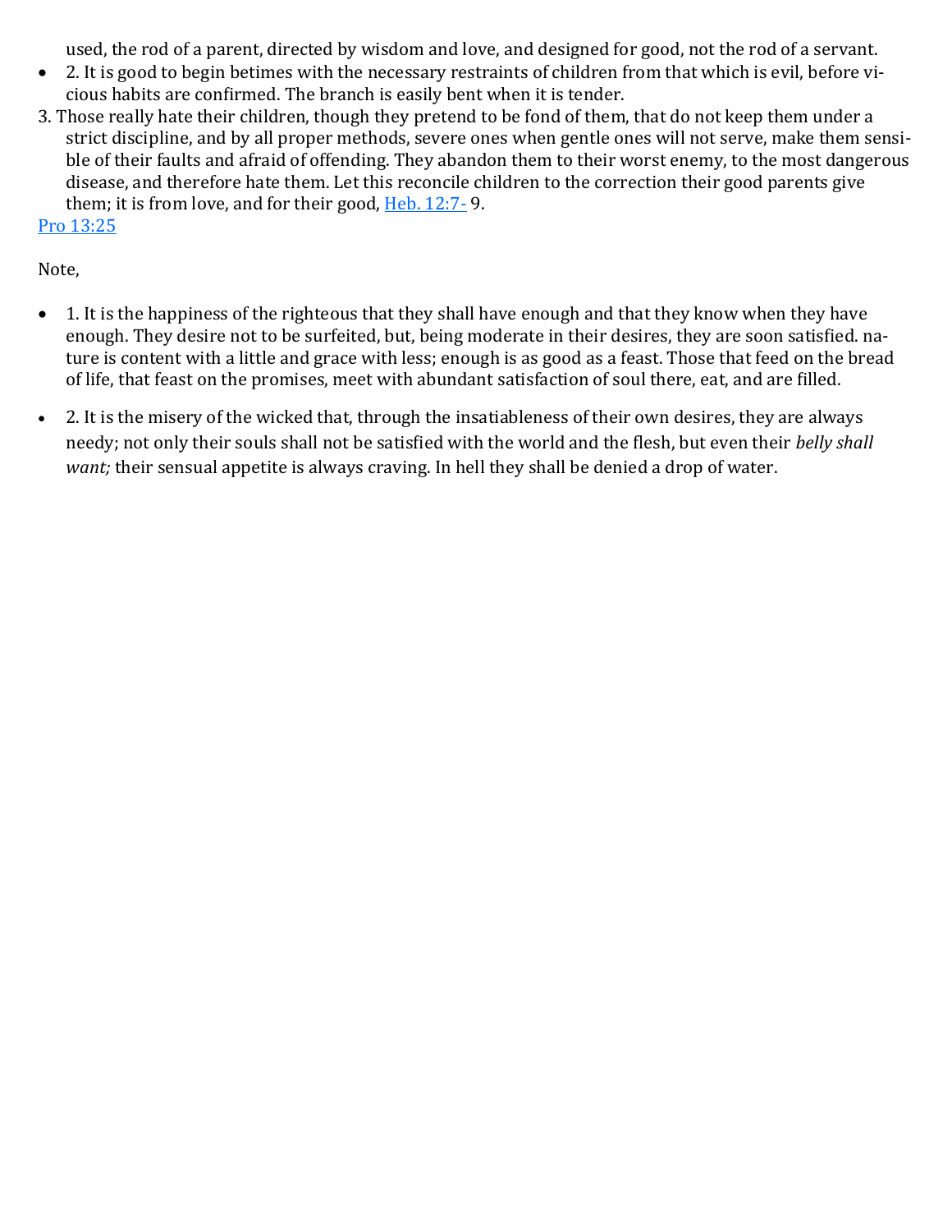used, the rod of a parent, directed by wisdom and love, and designed for good, not the rod of a servant.

- 2. It is good to begin betimes with the necessary restraints of children from that which is evil, before vicious habits are confirmed. The branch is easily bent when it is tender.

3. Those really hate their children, though they pretend to be fond of them, that do not keep them under a strict discipline, and by all proper methods, severe ones when gentle ones will not serve, make them sensible of their faults and afraid of offending. They abandon them to their worst enemy, to the most dangerous disease, and therefore hate them. Let this reconcile children to the correction their good parents give them; it is from love, and for their good, Heb. 12:7- 9.

Pro 13:25

Note,

- 1. It is the happiness of the righteous that they shall have enough and that they know when they have enough. They desire not to be surfeited, but, being moderate in their desires, they are soon satisfied. nature is content with a little and grace with less; enough is as good as a feast. Those that feed on the bread of life, that feast on the promises, meet with abundant satisfaction of soul there, eat, and are filled.

- 2. It is the misery of the wicked that, through the insatiableness of their own desires, they are always needy; not only their souls shall not be satisfied with the world and the flesh, but even their *belly shall want;* their sensual appetite is always craving. In hell they shall be denied a drop of water.